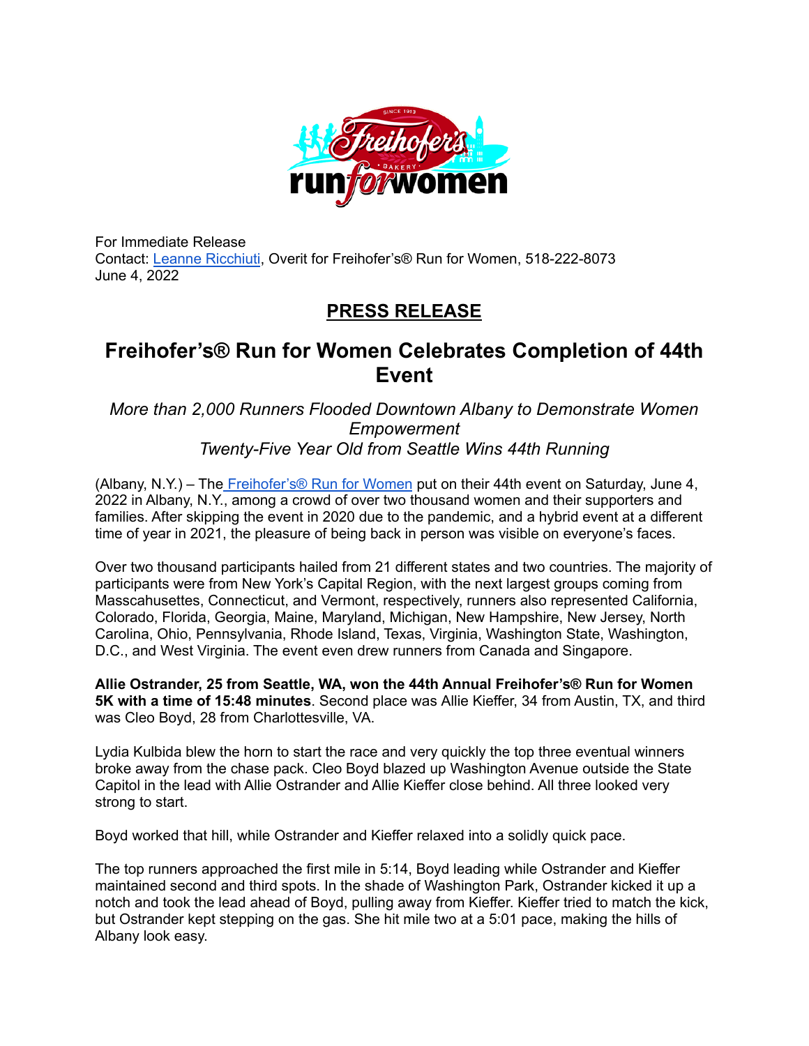For Immediate Release
Contact: [Leanne Ricchiuti](), Overit for Freihofer's® Run for Women, 518-222-8073
June 4, 2022

## PRESS RELEASE

# Freihofer's® Run for Women Celebrates Completion of 44th Event

*More than 2,000 Runners Flooded Downtown Albany to Demonstrate Women Empowerment*
*Twenty-Five Year Old from Seattle Wins 44th Running*

(Albany, N.Y.) – The [Freihofer's® Run for Women]() put on their 44th event on Saturday, June 4, 2022 in Albany, N.Y., among a crowd of over two thousand women and their supporters and families. After skipping the event in 2020 due to the pandemic, and a hybrid event at a different time of year in 2021, the pleasure of being back in person was visible on everyone's faces.

Over two thousand participants hailed from 21 different states and two countries. The majority of participants were from New York's Capital Region, with the next largest groups coming from Masscahusettes, Connecticut, and Vermont, respectively, runners also represented California, Colorado, Florida, Georgia, Maine, Maryland, Michigan, New Hampshire, New Jersey, North Carolina, Ohio, Pennsylvania, Rhode Island, Texas, Virginia, Washington State, Washington, D.C., and West Virginia. The event even drew runners from Canada and Singapore.

**Allie Ostrander, 25 from Seattle, WA, won the 44th Annual Freihofer's® Run for Women 5K with a time of 15:48 minutes**. Second place was Allie Kieffer, 34 from Austin, TX, and third was Cleo Boyd, 28 from Charlottesville, VA.

Lydia Kulbida blew the horn to start the race and very quickly the top three eventual winners broke away from the chase pack. Cleo Boyd blazed up Washington Avenue outside the State Capitol in the lead with Allie Ostrander and Allie Kieffer close behind. All three looked very strong to start.

Boyd worked that hill, while Ostrander and Kieffer relaxed into a solidly quick pace.

The top runners approached the first mile in 5:14, Boyd leading while Ostrander and Kieffer maintained second and third spots. In the shade of Washington Park, Ostrander kicked it up a notch and took the lead ahead of Boyd, pulling away from Kieffer. Kieffer tried to match the kick, but Ostrander kept stepping on the gas. She hit mile two at a 5:01 pace, making the hills of Albany look easy.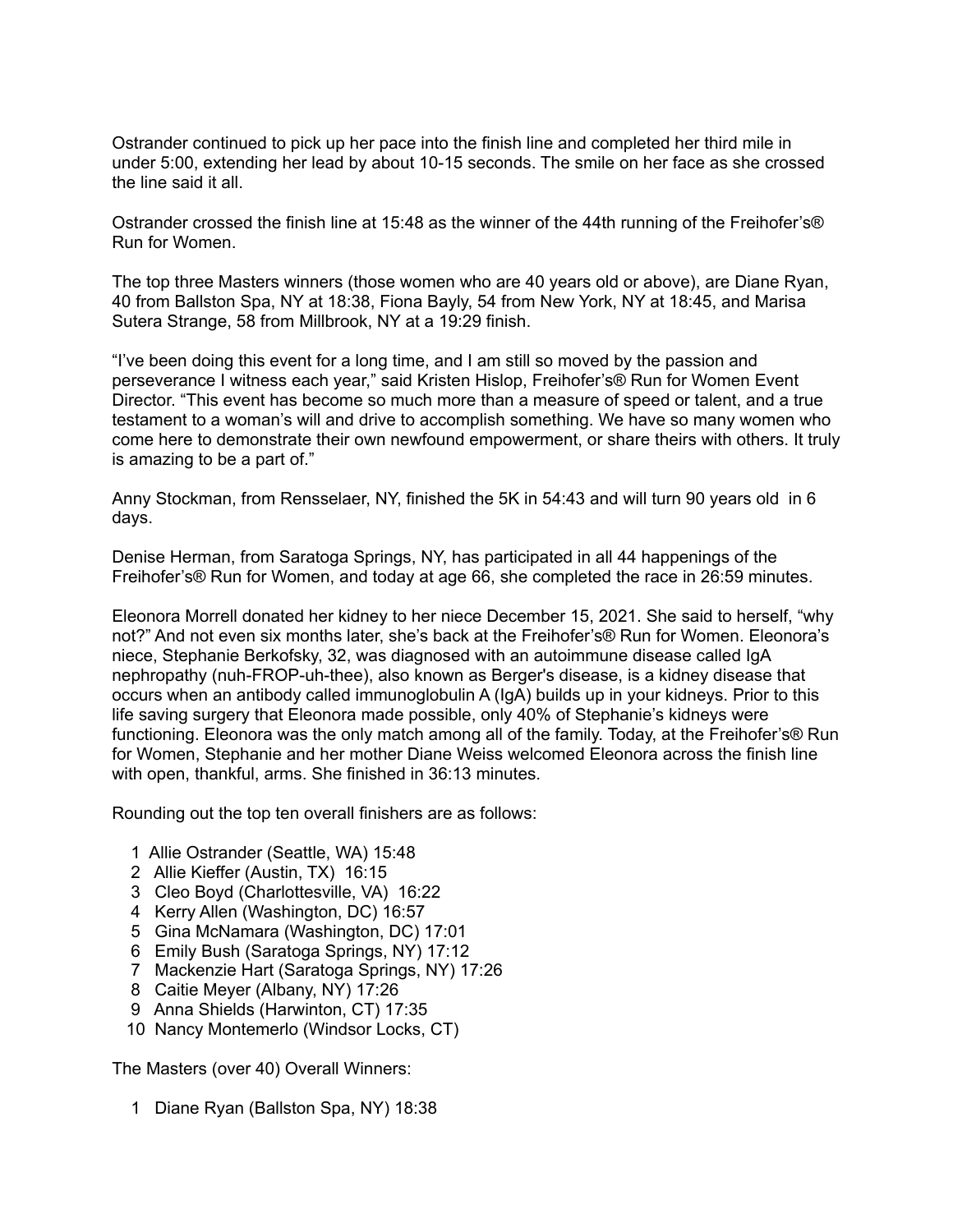Ostrander continued to pick up her pace into the finish line and completed her third mile in under 5:00, extending her lead by about 10-15 seconds. The smile on her face as she crossed the line said it all.

Ostrander crossed the finish line at 15:48 as the winner of the 44th running of the Freihofer's® Run for Women.

The top three Masters winners (those women who are 40 years old or above), are Diane Ryan, 40 from Ballston Spa, NY at 18:38, Fiona Bayly, 54 from New York, NY at 18:45, and Marisa Sutera Strange, 58 from Millbrook, NY at a 19:29 finish.

"I've been doing this event for a long time, and I am still so moved by the passion and perseverance I witness each year," said Kristen Hislop, Freihofer's® Run for Women Event Director. "This event has become so much more than a measure of speed or talent, and a true testament to a woman's will and drive to accomplish something. We have so many women who come here to demonstrate their own newfound empowerment, or share theirs with others. It truly is amazing to be a part of."

Anny Stockman, from Rensselaer, NY, finished the 5K in 54:43 and will turn 90 years old in 6 days.

Denise Herman, from Saratoga Springs, NY, has participated in all 44 happenings of the Freihofer's® Run for Women, and today at age 66, she completed the race in 26:59 minutes.

Eleonora Morrell donated her kidney to her niece December 15, 2021. She said to herself, "why not?" And not even six months later, she's back at the Freihofer's® Run for Women. Eleonora's niece, Stephanie Berkofsky, 32, was diagnosed with an autoimmune disease called IgA nephropathy (nuh-FROP-uh-thee), also known as Berger's disease, is a kidney disease that occurs when an antibody called immunoglobulin A (IgA) builds up in your kidneys. Prior to this life saving surgery that Eleonora made possible, only 40% of Stephanie's kidneys were functioning. Eleonora was the only match among all of the family. Today, at the Freihofer's® Run for Women, Stephanie and her mother Diane Weiss welcomed Eleonora across the finish line with open, thankful, arms. She finished in 36:13 minutes.

Rounding out the top ten overall finishers are as follows:

1. Allie Ostrander (Seattle, WA) 15:48
2. Allie Kieffer (Austin, TX) 16:15
3. Cleo Boyd (Charlottesville, VA) 16:22
4. Kerry Allen (Washington, DC) 16:57
5. Gina McNamara (Washington, DC) 17:01
6. Emily Bush (Saratoga Springs, NY) 17:12
7. Mackenzie Hart (Saratoga Springs, NY) 17:26
8. Caitie Meyer (Albany, NY) 17:26
9. Anna Shields (Harwinton, CT) 17:35
10. Nancy Montemerlo (Windsor Locks, CT)

The Masters (over 40) Overall Winners:

1. Diane Ryan (Ballston Spa, NY) 18:38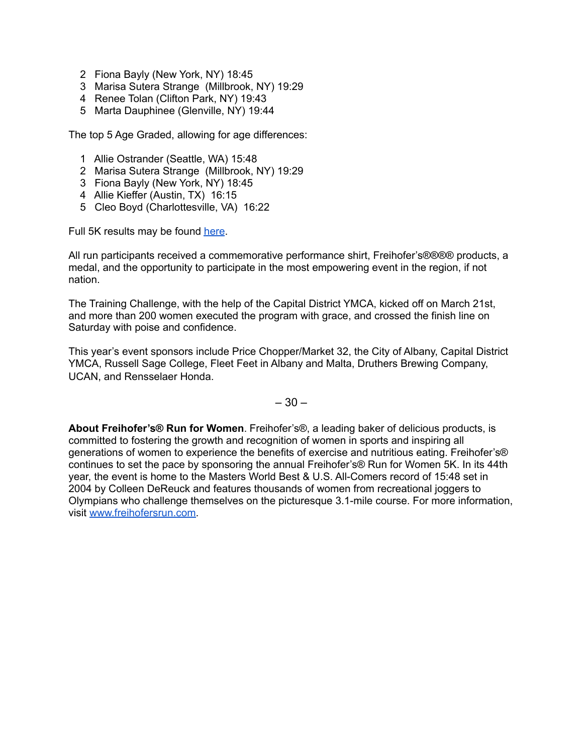2. Fiona Bayly (New York, NY) 18:45
3. Marisa Sutera Strange (Millbrook, NY) 19:29
4. Renee Tolan (Clifton Park, NY) 19:43
5. Marta Dauphinee (Glenville, NY) 19:44

The top 5 Age Graded, allowing for age differences:

1. Allie Ostrander (Seattle, WA) 15:48
2. Marisa Sutera Strange (Millbrook, NY) 19:29
3. Fiona Bayly (New York, NY) 18:45
4. Allie Kieffer (Austin, TX) 16:15
5. Cleo Boyd (Charlottesville, VA) 16:22

Full 5K results may be found here.

All run participants received a commemorative performance shirt, Freihofer's®®®® products, a medal, and the opportunity to participate in the most empowering event in the region, if not nation.

The Training Challenge, with the help of the Capital District YMCA, kicked off on March 21st, and more than 200 women executed the program with grace, and crossed the finish line on Saturday with poise and confidence.

This year's event sponsors include Price Chopper/Market 32, the City of Albany, Capital District YMCA, Russell Sage College, Fleet Feet in Albany and Malta, Druthers Brewing Company, UCAN, and Rensselaer Honda.

– 30 –

**About Freihofer's® Run for Women**. Freihofer's®, a leading baker of delicious products, is committed to fostering the growth and recognition of women in sports and inspiring all generations of women to experience the benefits of exercise and nutritious eating. Freihofer's® continues to set the pace by sponsoring the annual Freihofer's® Run for Women 5K. In its 44th year, the event is home to the Masters World Best & U.S. All-Comers record of 15:48 set in 2004 by Colleen DeReuck and features thousands of women from recreational joggers to Olympians who challenge themselves on the picturesque 3.1-mile course. For more information, visit www.freihofersrun.com.